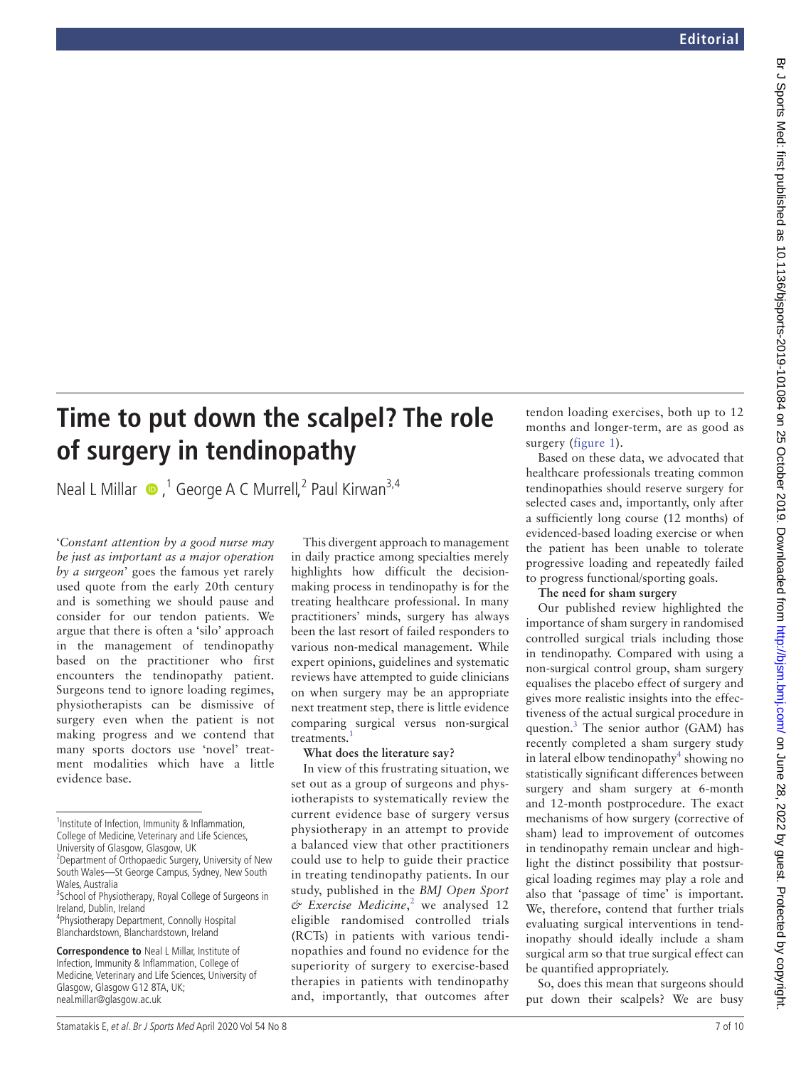# Time to put down the scalpel? The role of surgery in tendinopathy

Neal L Millar[1], George A C Murrell[2], Paul Kirwan[3,4]

'*Constant attention by a good nurse may be just as important as a major operation by a surgeon*' goes the famous yet rarely used quote from the early 20th century and is something we should pause and consider for our tendon patients. We argue that there is often a 'silo' approach in the management of tendinopathy based on the practitioner who first encounters the tendinopathy patient. Surgeons tend to ignore loading regimes, physiotherapists can be dismissive of surgery even when the patient is not making progress and we contend that many sports doctors use 'novel' treatment modalities which have a little evidence base.

[1]Institute of Infection, Immunity & Inflammation, College of Medicine, Veterinary and Life Sciences, University of Glasgow, Glasgow, UK
[2]Department of Orthopaedic Surgery, University of New South Wales—St George Campus, Sydney, New South Wales, Australia
[3]School of Physiotherapy, Royal College of Surgeons in Ireland, Dublin, Ireland
[4]Physiotherapy Department, Connolly Hospital Blanchardstown, Blanchardstown, Ireland

**Correspondence to** Neal L Millar, Institute of Infection, Immunity & Inflammation, College of Medicine, Veterinary and Life Sciences, University of Glasgow, Glasgow G12 8TA, UK; neal.millar@glasgow.ac.uk

This divergent approach to management in daily practice among specialties merely highlights how difficult the decision-making process in tendinopathy is for the treating healthcare professional. In many practitioners' minds, surgery has always been the last resort of failed responders to various non-medical management. While expert opinions, guidelines and systematic reviews have attempted to guide clinicians on when surgery may be an appropriate next treatment step, there is little evidence comparing surgical versus non-surgical treatments.[1]

**What does the literature say?**

In view of this frustrating situation, we set out as a group of surgeons and physiotherapists to systematically review the current evidence base of surgery versus physiotherapy in an attempt to provide a balanced view that other practitioners could use to help to guide their practice in treating tendinopathy patients. In our study, published in the *BMJ Open Sport & Exercise Medicine*,[2] we analysed 12 eligible randomised controlled trials (RCTs) in patients with various tendinopathies and found no evidence for the superiority of surgery to exercise-based therapies in patients with tendinopathy and, importantly, that outcomes after tendon loading exercises, both up to 12 months and longer-term, are as good as surgery (figure 1).

Based on these data, we advocated that healthcare professionals treating common tendinopathies should reserve surgery for selected cases and, importantly, only after a sufficiently long course (12 months) of evidenced-based loading exercise or when the patient has been unable to tolerate progressive loading and repeatedly failed to progress functional/sporting goals.

**The need for sham surgery**

Our published review highlighted the importance of sham surgery in randomised controlled surgical trials including those in tendinopathy. Compared with using a non-surgical control group, sham surgery equalises the placebo effect of surgery and gives more realistic insights into the effectiveness of the actual surgical procedure in question.[3] The senior author (GAM) has recently completed a sham surgery study in lateral elbow tendinopathy[4] showing no statistically significant differences between surgery and sham surgery at 6-month and 12-month postprocedure. The exact mechanisms of how surgery (corrective of sham) lead to improvement of outcomes in tendinopathy remain unclear and highlight the distinct possibility that postsurgical loading regimes may play a role and also that 'passage of time' is important. We, therefore, contend that further trials evaluating surgical interventions in tendinopathy should ideally include a sham surgical arm so that true surgical effect can be quantified appropriately.

So, does this mean that surgeons should put down their scalpels? We are busy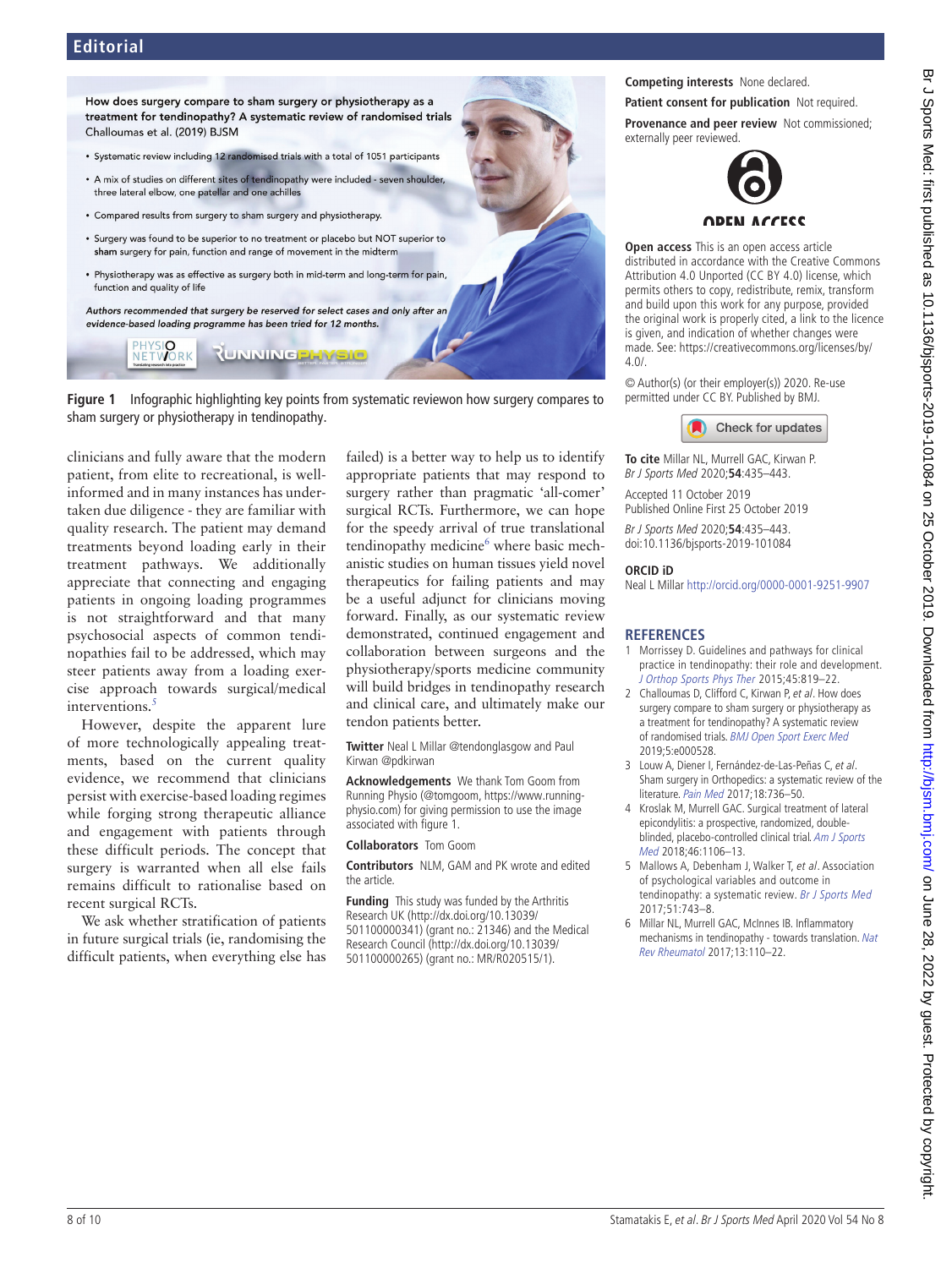How does surgery compare to sham surgery or physiotherapy as a treatment for tendinopathy? A systematic review of randomised trials
Challoumas et al. (2019) BJSM

- Systematic review including 12 randomised trials with a total of 1051 participants
- A mix of studies on different sites of tendinopathy were included - seven shoulder, three lateral elbow, one patellar and one achilles
- Compared results from surgery to sham surgery and physiotherapy.
- Surgery was found to be superior to no treatment or placebo but NOT superior to sham surgery for pain, function and range of movement in the midterm
- Physiotherapy was as effective as surgery both in mid-term and long-term for pain, function and quality of life

*Authors recommended that surgery be reserved for select cases and only after an evidence-based loading programme has been tried for 12 months.*

PHYSIO NETWORK RUNNINGPHYSIO

**Figure 1** Infographic highlighting key points from systematic reviewon how surgery compares to sham surgery or physiotherapy in tendinopathy.

clinicians and fully aware that the modern patient, from elite to recreational, is well-informed and in many instances has undertaken due diligence - they are familiar with quality research. The patient may demand treatments beyond loading early in their treatment pathways. We additionally appreciate that connecting and engaging patients in ongoing loading programmes is not straightforward and that many psychosocial aspects of common tendinopathies fail to be addressed, which may steer patients away from a loading exercise approach towards surgical/medical interventions.[5]

However, despite the apparent lure of more technologically appealing treatments, based on the current quality evidence, we recommend that clinicians persist with exercise-based loading regimes while forging strong therapeutic alliance and engagement with patients through these difficult periods. The concept that surgery is warranted when all else fails remains difficult to rationalise based on recent surgical RCTs.

We ask whether stratification of patients in future surgical trials (ie, randomising the difficult patients, when everything else has failed) is a better way to help us to identify appropriate patients that may respond to surgery rather than pragmatic 'all-comer' surgical RCTs. Furthermore, we can hope for the speedy arrival of true translational tendinopathy medicine[6] where basic mechanistic studies on human tissues yield novel therapeutics for failing patients and may be a useful adjunct for clinicians moving forward. Finally, as our systematic review demonstrated, continued engagement and collaboration between surgeons and the physiotherapy/sports medicine community will build bridges in tendinopathy research and clinical care, and ultimately make our tendon patients better.

**Twitter** Neal L Millar @tendonglasgow and Paul Kirwan @pdkirwan

**Acknowledgements** We thank Tom Goom from Running Physio (@tomgoom, https://www.running-physio.com) for giving permission to use the image associated with figure 1.

**Collaborators** Tom Goom

**Contributors** NLM, GAM and PK wrote and edited the article.

**Funding** This study was funded by the Arthritis Research UK (http://dx.doi.org/10.13039/501100000341) (grant no.: 21346) and the Medical Research Council (http://dx.doi.org/10.13039/501100000265) (grant no.: MR/R020515/1).

**Competing interests** None declared.

**Patient consent for publication** Not required.

**Provenance and peer review** Not commissioned; externally peer reviewed.

OPEN ACCESS

**Open access** This is an open access article distributed in accordance with the Creative Commons Attribution 4.0 Unported (CC BY 4.0) license, which permits others to copy, redistribute, remix, transform and build upon this work for any purpose, provided the original work is properly cited, a link to the licence is given, and indication of whether changes were made. See: https://creativecommons.org/licenses/by/4.0/.

© Author(s) (or their employer(s)) 2020. Re-use permitted under CC BY. Published by BMJ.

Check for updates

**To cite** Millar NL, Murrell GAC, Kirwan P. *Br J Sports Med* 2020;**54**:435–443.

Accepted 11 October 2019
Published Online First 25 October 2019

*Br J Sports Med* 2020;**54**:435–443.
doi:10.1136/bjsports-2019-101084

**ORCID iD**

Neal L Millar http://orcid.org/0000-0001-9251-9907

## REFERENCES

1. Morrissey D. Guidelines and pathways for clinical practice in tendinopathy: their role and development. *J Orthop Sports Phys Ther* 2015;45:819–22.
2. Challoumas D, Clifford C, Kirwan P, *et al*. How does surgery compare to sham surgery or physiotherapy as a treatment for tendinopathy? A systematic review of randomised trials. *BMJ Open Sport Exerc Med* 2019;5:e000528.
3. Louw A, Diener I, Fernández-de-Las-Peñas C, *et al*. Sham surgery in Orthopedics: a systematic review of the literature. *Pain Med* 2017;18:736–50.
4. Kroslak M, Murrell GAC. Surgical treatment of lateral epicondylitis: a prospective, randomized, double-blinded, placebo-controlled clinical trial. *Am J Sports Med* 2018;46:1106–13.
5. Mallows A, Debenham J, Walker T, *et al*. Association of psychological variables and outcome in tendinopathy: a systematic review. *Br J Sports Med* 2017;51:743–8.
6. Millar NL, Murrell GAC, McInnes IB. Inflammatory mechanisms in tendinopathy - towards translation. *Nat Rev Rheumatol* 2017;13:110–22.